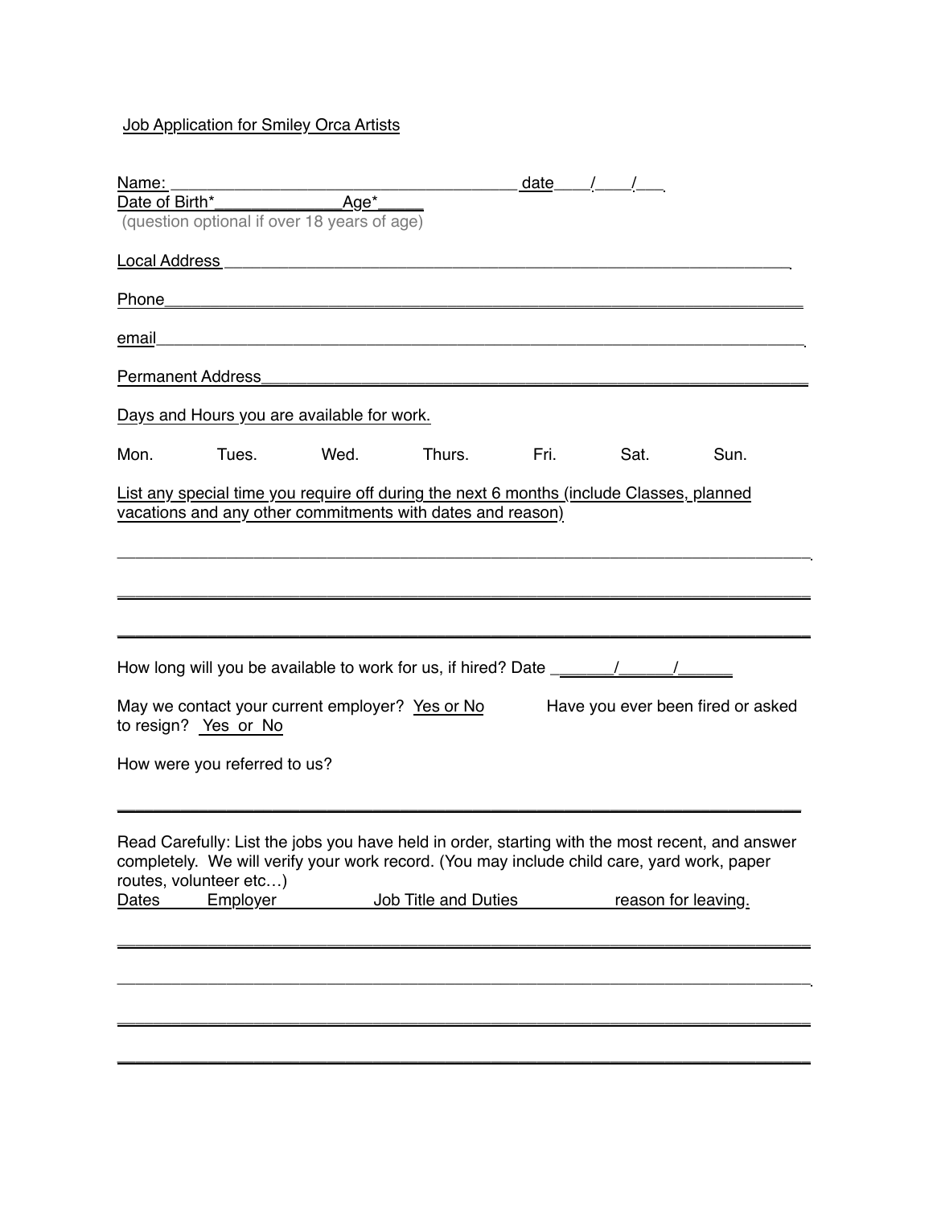Job Application for Smiley Orca Artists

Name: _____________________________________ date____/____/___

Date of Birth*______________Age*_____

(question optional if over 18 years of age)

Local Address _______________________________________________________________

Phone_______________________________________________________________________

email________________________________________________________________________

Permanent Address____________________________________________________________

Days and Hours you are available for work.

Mon. Tues. Wed. Thurs. Fri. Sat. Sun.

List any special time you require off during the next 6 months (include Classes, planned vacations and any other commitments with dates and reason)

_____________________________________________________________________________

_____________________________________________________________________________

_____________________________________________________________________________

How long will you be available to work for us, if hired? Date _______/______/______

May we contact your current employer? Yes or No

Have you ever been fired or asked to resign? Yes or No

How were you referred to us?

_____________________________________________________________________________

Read Carefully: List the jobs you have held in order, starting with the most recent, and answer completely. We will verify your work record. (You may include child care, yard work, paper routes, volunteer etc…)

Dates Employer Job Title and Duties reason for leaving.

_____________________________________________________________________________

_____________________________________________________________________________

_____________________________________________________________________________

_____________________________________________________________________________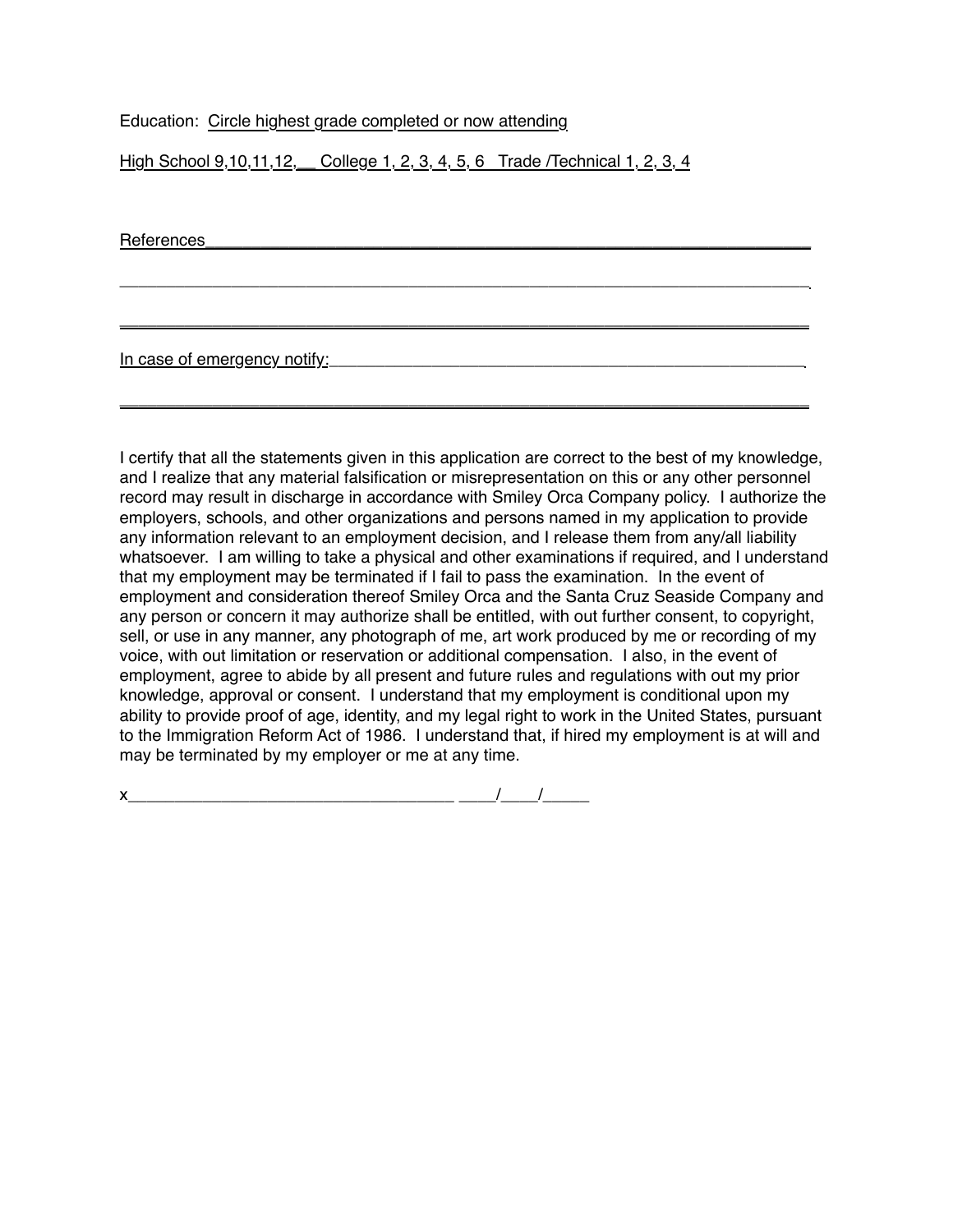Education: Circle highest grade completed or now attending

High School 9,10,11,12,__ College 1, 2, 3, 4, 5, 6 Trade /Technical 1, 2, 3, 4

References_______________________________________________________________

_________________________________________________________________________

_________________________________________________________________________

In case of emergency notify:_______________________________________________

_________________________________________________________________________

I certify that all the statements given in this application are correct to the best of my knowledge, and I realize that any material falsification or misrepresentation on this or any other personnel record may result in discharge in accordance with Smiley Orca Company policy. I authorize the employers, schools, and other organizations and persons named in my application to provide any information relevant to an employment decision, and I release them from any/all liability whatsoever. I am willing to take a physical and other examinations if required, and I understand that my employment may be terminated if I fail to pass the examination. In the event of employment and consideration thereof Smiley Orca and the Santa Cruz Seaside Company and any person or concern it may authorize shall be entitled, with out further consent, to copyright, sell, or use in any manner, any photograph of me, art work produced by me or recording of my voice, with out limitation or reservation or additional compensation. I also, in the event of employment, agree to abide by all present and future rules and regulations with out my prior knowledge, approval or consent. I understand that my employment is conditional upon my ability to provide proof of age, identity, and my legal right to work in the United States, pursuant to the Immigration Reform Act of 1986. I understand that, if hired my employment is at will and may be terminated by my employer or me at any time.

x_____________________________________ ____/____/_____